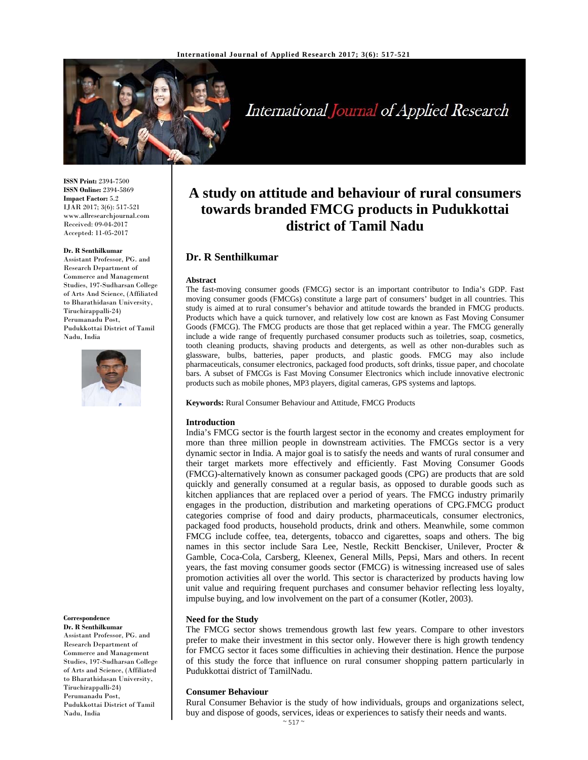ISSN Print: 2394-7500
ISSN Online: 2394-5869
Impact Factor: 5.2
IJAR 2017; 3(6): 517-521
www.allresearchjournal.com
Received: 09-04-2017
Accepted: 11-05-2017

**Dr. R Senthilkumar**
Assistant Professor, PG. and Research Department of Commerce and Management Studies, 197-Sudharsan College of Arts And Science, (Affiliated to Bharathidasan University, Tiruchirappalli-24) Perumanadu Post, Pudukkottai District of Tamil Nadu, India

**Correspondence**
**Dr. R Senthilkumar**
Assistant Professor, PG. and Research Department of Commerce and Management Studies, 197-Sudharsan College of Arts and Science, (Affiliated to Bharathidasan University, Tiruchirappalli-24) Perumanadu Post, Pudukkottai District of Tamil Nadu, India

# A study on attitude and behaviour of rural consumers towards branded FMCG products in Pudukkottai district of Tamil Nadu

## Dr. R Senthilkumar

### Abstract

The fast-moving consumer goods (FMCG) sector is an important contributor to India's GDP. Fast moving consumer goods (FMCGs) constitute a large part of consumers' budget in all countries. This study is aimed at to rural consumer's behavior and attitude towards the branded in FMCG products. Products which have a quick turnover, and relatively low cost are known as Fast Moving Consumer Goods (FMCG). The FMCG products are those that get replaced within a year. The FMCG generally include a wide range of frequently purchased consumer products such as toiletries, soap, cosmetics, tooth cleaning products, shaving products and detergents, as well as other non-durables such as glassware, bulbs, batteries, paper products, and plastic goods. FMCG may also include pharmaceuticals, consumer electronics, packaged food products, soft drinks, tissue paper, and chocolate bars. A subset of FMCGs is Fast Moving Consumer Electronics which include innovative electronic products such as mobile phones, MP3 players, digital cameras, GPS systems and laptops.

**Keywords:** Rural Consumer Behaviour and Attitude, FMCG Products

### Introduction

India's FMCG sector is the fourth largest sector in the economy and creates employment for more than three million people in downstream activities. The FMCGs sector is a very dynamic sector in India. A major goal is to satisfy the needs and wants of rural consumer and their target markets more effectively and efficiently. Fast Moving Consumer Goods (FMCG)-alternatively known as consumer packaged goods (CPG) are products that are sold quickly and generally consumed at a regular basis, as opposed to durable goods such as kitchen appliances that are replaced over a period of years. The FMCG industry primarily engages in the production, distribution and marketing operations of CPG.FMCG product categories comprise of food and dairy products, pharmaceuticals, consumer electronics, packaged food products, household products, drink and others. Meanwhile, some common FMCG include coffee, tea, detergents, tobacco and cigarettes, soaps and others. The big names in this sector include Sara Lee, Nestle, Reckitt Benckiser, Unilever, Procter & Gamble, Coca-Cola, Carsberg, Kleenex, General Mills, Pepsi, Mars and others. In recent years, the fast moving consumer goods sector (FMCG) is witnessing increased use of sales promotion activities all over the world. This sector is characterized by products having low unit value and requiring frequent purchases and consumer behavior reflecting less loyalty, impulse buying, and low involvement on the part of a consumer (Kotler, 2003).

### Need for the Study

The FMCG sector shows tremendous growth last few years. Compare to other investors prefer to make their investment in this sector only. However there is high growth tendency for FMCG sector it faces some difficulties in achieving their destination. Hence the purpose of this study the force that influence on rural consumer shopping pattern particularly in Pudukkottai district of TamilNadu.

### Consumer Behaviour

Rural Consumer Behavior is the study of how individuals, groups and organizations select, buy and dispose of goods, services, ideas or experiences to satisfy their needs and wants.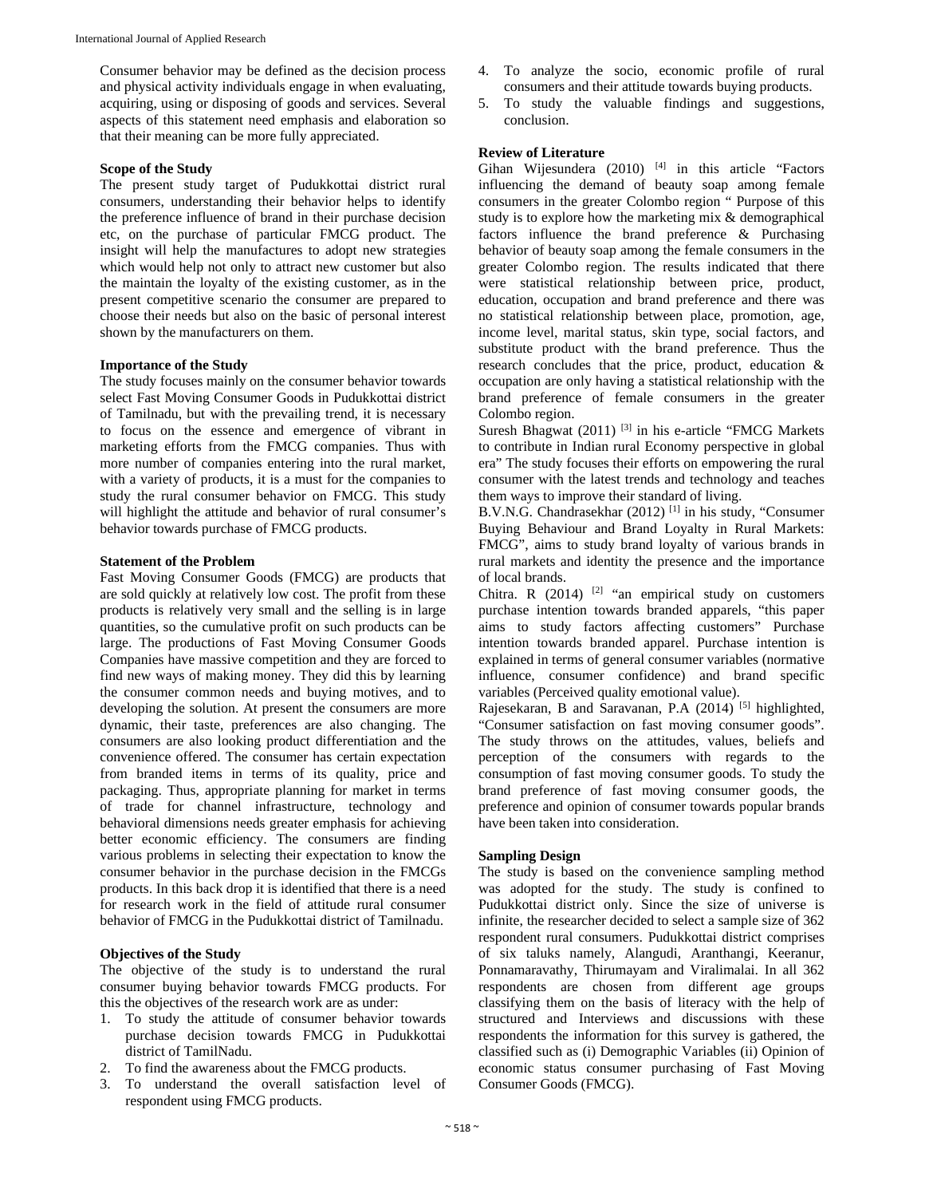Consumer behavior may be defined as the decision process and physical activity individuals engage in when evaluating, acquiring, using or disposing of goods and services. Several aspects of this statement need emphasis and elaboration so that their meaning can be more fully appreciated.

**Scope of the Study**

The present study target of Pudukkottai district rural consumers, understanding their behavior helps to identify the preference influence of brand in their purchase decision etc, on the purchase of particular FMCG product. The insight will help the manufactures to adopt new strategies which would help not only to attract new customer but also the maintain the loyalty of the existing customer, as in the present competitive scenario the consumer are prepared to choose their needs but also on the basic of personal interest shown by the manufacturers on them.

**Importance of the Study**

The study focuses mainly on the consumer behavior towards select Fast Moving Consumer Goods in Pudukkottai district of Tamilnadu, but with the prevailing trend, it is necessary to focus on the essence and emergence of vibrant in marketing efforts from the FMCG companies. Thus with more number of companies entering into the rural market, with a variety of products, it is a must for the companies to study the rural consumer behavior on FMCG. This study will highlight the attitude and behavior of rural consumer's behavior towards purchase of FMCG products.

**Statement of the Problem**

Fast Moving Consumer Goods (FMCG) are products that are sold quickly at relatively low cost. The profit from these products is relatively very small and the selling is in large quantities, so the cumulative profit on such products can be large. The productions of Fast Moving Consumer Goods Companies have massive competition and they are forced to find new ways of making money. They did this by learning the consumer common needs and buying motives, and to developing the solution. At present the consumers are more dynamic, their taste, preferences are also changing. The consumers are also looking product differentiation and the convenience offered. The consumer has certain expectation from branded items in terms of its quality, price and packaging. Thus, appropriate planning for market in terms of trade for channel infrastructure, technology and behavioral dimensions needs greater emphasis for achieving better economic efficiency. The consumers are finding various problems in selecting their expectation to know the consumer behavior in the purchase decision in the FMCGs products. In this back drop it is identified that there is a need for research work in the field of attitude rural consumer behavior of FMCG in the Pudukkottai district of Tamilnadu.

**Objectives of the Study**

The objective of the study is to understand the rural consumer buying behavior towards FMCG products. For this the objectives of the research work are as under:

1. To study the attitude of consumer behavior towards purchase decision towards FMCG in Pudukkottai district of TamilNadu.
2. To find the awareness about the FMCG products.
3. To understand the overall satisfaction level of respondent using FMCG products.
4. To analyze the socio, economic profile of rural consumers and their attitude towards buying products.
5. To study the valuable findings and suggestions, conclusion.

**Review of Literature**

Gihan Wijesundera (2010) [4] in this article "Factors influencing the demand of beauty soap among female consumers in the greater Colombo region " Purpose of this study is to explore how the marketing mix & demographical factors influence the brand preference & Purchasing behavior of beauty soap among the female consumers in the greater Colombo region. The results indicated that there were statistical relationship between price, product, education, occupation and brand preference and there was no statistical relationship between place, promotion, age, income level, marital status, skin type, social factors, and substitute product with the brand preference. Thus the research concludes that the price, product, education & occupation are only having a statistical relationship with the brand preference of female consumers in the greater Colombo region.

Suresh Bhagwat (2011) [3] in his e-article "FMCG Markets to contribute in Indian rural Economy perspective in global era" The study focuses their efforts on empowering the rural consumer with the latest trends and technology and teaches them ways to improve their standard of living.

B.V.N.G. Chandrasekhar (2012) [1] in his study, "Consumer Buying Behaviour and Brand Loyalty in Rural Markets: FMCG", aims to study brand loyalty of various brands in rural markets and identity the presence and the importance of local brands.

Chitra. R (2014) [2] "an empirical study on customers purchase intention towards branded apparels, "this paper aims to study factors affecting customers" Purchase intention towards branded apparel. Purchase intention is explained in terms of general consumer variables (normative influence, consumer confidence) and brand specific variables (Perceived quality emotional value).

Rajesekaran, B and Saravanan, P.A (2014) [5] highlighted, "Consumer satisfaction on fast moving consumer goods". The study throws on the attitudes, values, beliefs and perception of the consumers with regards to the consumption of fast moving consumer goods. To study the brand preference of fast moving consumer goods, the preference and opinion of consumer towards popular brands have been taken into consideration.

**Sampling Design**

The study is based on the convenience sampling method was adopted for the study. The study is confined to Pudukkottai district only. Since the size of universe is infinite, the researcher decided to select a sample size of 362 respondent rural consumers. Pudukkottai district comprises of six taluks namely, Alangudi, Aranthangi, Keeranur, Ponnamaravathy, Thirumayam and Viralimalai. In all 362 respondents are chosen from different age groups classifying them on the basis of literacy with the help of structured and Interviews and discussions with these respondents the information for this survey is gathered, the classified such as (i) Demographic Variables (ii) Opinion of economic status consumer purchasing of Fast Moving Consumer Goods (FMCG).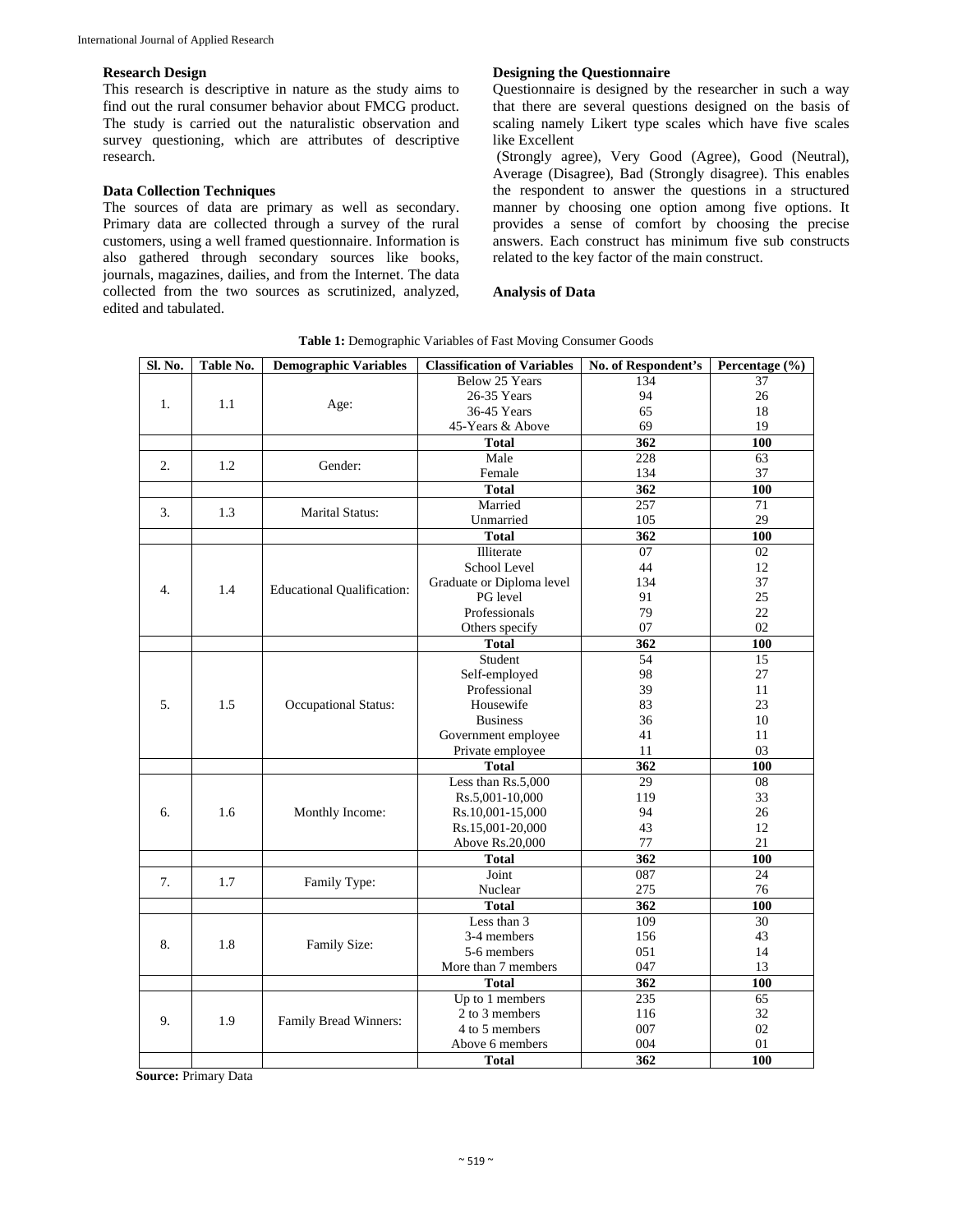### Research Design

This research is descriptive in nature as the study aims to find out the rural consumer behavior about FMCG product. The study is carried out the naturalistic observation and survey questioning, which are attributes of descriptive research.

### Data Collection Techniques

The sources of data are primary as well as secondary. Primary data are collected through a survey of the rural customers, using a well framed questionnaire. Information is also gathered through secondary sources like books, journals, magazines, dailies, and from the Internet. The data collected from the two sources as scrutinized, analyzed, edited and tabulated.

### Designing the Questionnaire

Questionnaire is designed by the researcher in such a way that there are several questions designed on the basis of scaling namely Likert type scales which have five scales like Excellent

(Strongly agree), Very Good (Agree), Good (Neutral), Average (Disagree), Bad (Strongly disagree). This enables the respondent to answer the questions in a structured manner by choosing one option among five options. It provides a sense of comfort by choosing the precise answers. Each construct has minimum five sub constructs related to the key factor of the main construct.

### Analysis of Data

**Table 1:** Demographic Variables of Fast Moving Consumer Goods

| Sl. No. | Table No. | Demographic Variables | Classification of Variables | No. of Respondent's | Percentage (%) |
|---|---|---|---|---|---|
| 1. | 1.1 | Age: | Below 25 Years | 134 | 37 |
| | | | 26-35 Years | 94 | 26 |
| | | | 36-45 Years | 65 | 18 |
| | | | 45-Years & Above | 69 | 19 |
| | | | **Total** | **362** | **100** |
| 2. | 1.2 | Gender: | Male | 228 | 63 |
| | | | Female | 134 | 37 |
| | | | **Total** | **362** | **100** |
| 3. | 1.3 | Marital Status: | Married | 257 | 71 |
| | | | Unmarried | 105 | 29 |
| | | | **Total** | **362** | **100** |
| 4. | 1.4 | Educational Qualification: | Illiterate | 07 | 02 |
| | | | School Level | 44 | 12 |
| | | | Graduate or Diploma level | 134 | 37 |
| | | | PG level | 91 | 25 |
| | | | Professionals | 79 | 22 |
| | | | Others specify | 07 | 02 |
| | | | **Total** | **362** | **100** |
| 5. | 1.5 | Occupational Status: | Student | 54 | 15 |
| | | | Self-employed | 98 | 27 |
| | | | Professional | 39 | 11 |
| | | | Housewife | 83 | 23 |
| | | | Business | 36 | 10 |
| | | | Government employee | 41 | 11 |
| | | | Private employee | 11 | 03 |
| | | | **Total** | **362** | **100** |
| 6. | 1.6 | Monthly Income: | Less than Rs.5,000 | 29 | 08 |
| | | | Rs.5,001-10,000 | 119 | 33 |
| | | | Rs.10,001-15,000 | 94 | 26 |
| | | | Rs.15,001-20,000 | 43 | 12 |
| | | | Above Rs.20,000 | 77 | 21 |
| | | | **Total** | **362** | **100** |
| 7. | 1.7 | Family Type: | Joint | 087 | 24 |
| | | | Nuclear | 275 | 76 |
| | | | **Total** | **362** | **100** |
| 8. | 1.8 | Family Size: | Less than 3 | 109 | 30 |
| | | | 3-4 members | 156 | 43 |
| | | | 5-6 members | 051 | 14 |
| | | | More than 7 members | 047 | 13 |
| | | | **Total** | **362** | **100** |
| 9. | 1.9 | Family Bread Winners: | Up to 1 members | 235 | 65 |
| | | | 2 to 3 members | 116 | 32 |
| | | | 4 to 5 members | 007 | 02 |
| | | | Above 6 members | 004 | 01 |
| | | | **Total** | **362** | **100** |

**Source:** Primary Data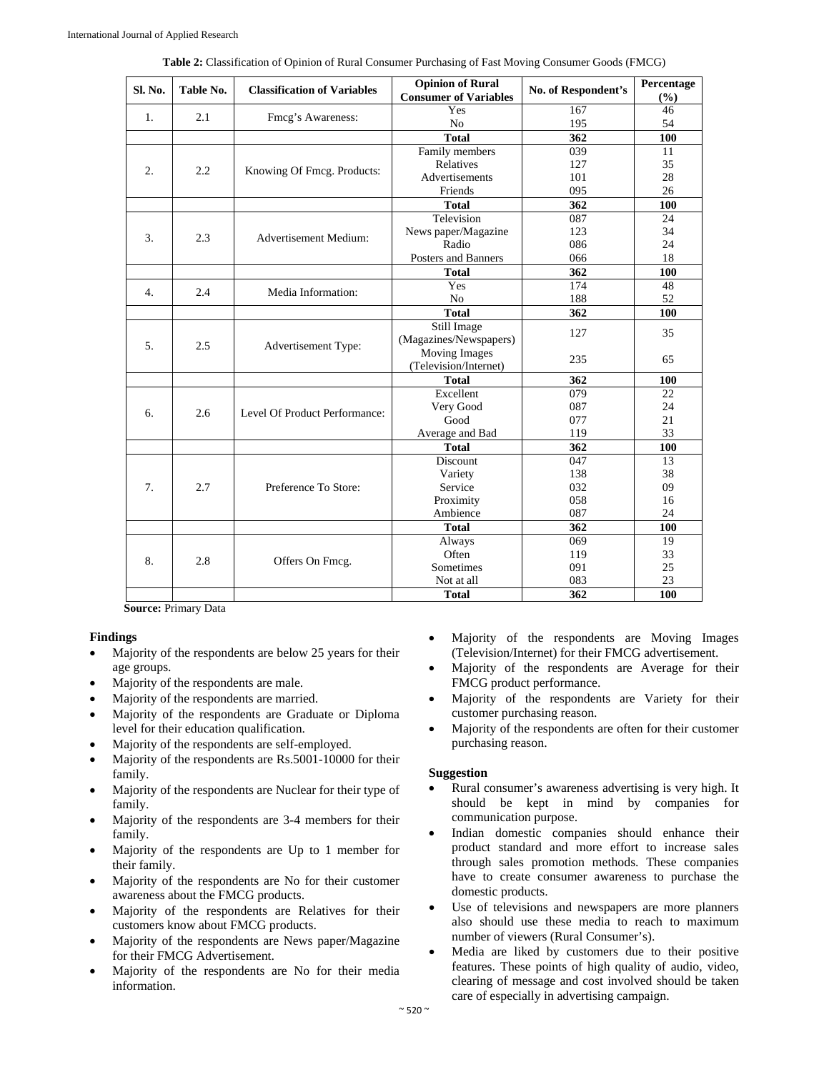**Table 2:** Classification of Opinion of Rural Consumer Purchasing of Fast Moving Consumer Goods (FMCG)

| Sl. No. | Table No. | Classification of Variables | Opinion of Rural Consumer of Variables | No. of Respondent's | Percentage (%) |
|---|---|---|---|---|---|
| 1. | 2.1 | Fmcg's Awareness: | Yes | 167 | 46 |
| | | | No | 195 | 54 |
| | | | **Total** | **362** | **100** |
| 2. | 2.2 | Knowing Of Fmcg. Products: | Family members | 039 | 11 |
| | | | Relatives | 127 | 35 |
| | | | Advertisements | 101 | 28 |
| | | | Friends | 095 | 26 |
| | | | **Total** | **362** | **100** |
| 3. | 2.3 | Advertisement Medium: | Television | 087 | 24 |
| | | | News paper/Magazine | 123 | 34 |
| | | | Radio | 086 | 24 |
| | | | Posters and Banners | 066 | 18 |
| | | | **Total** | **362** | **100** |
| 4. | 2.4 | Media Information: | Yes | 174 | 48 |
| | | | No | 188 | 52 |
| | | | **Total** | **362** | **100** |
| 5. | 2.5 | Advertisement Type: | Still Image (Magazines/Newspapers) | 127 | 35 |
| | | | Moving Images (Television/Internet) | 235 | 65 |
| | | | **Total** | **362** | **100** |
| 6. | 2.6 | Level Of Product Performance: | Excellent | 079 | 22 |
| | | | Very Good | 087 | 24 |
| | | | Good | 077 | 21 |
| | | | Average and Bad | 119 | 33 |
| | | | **Total** | **362** | **100** |
| 7. | 2.7 | Preference To Store: | Discount | 047 | 13 |
| | | | Variety | 138 | 38 |
| | | | Service | 032 | 09 |
| | | | Proximity | 058 | 16 |
| | | | Ambience | 087 | 24 |
| | | | **Total** | **362** | **100** |
| 8. | 2.8 | Offers On Fmcg. | Always | 069 | 19 |
| | | | Often | 119 | 33 |
| | | | Sometimes | 091 | 25 |
| | | | Not at all | 083 | 23 |
| | | | **Total** | **362** | **100** |

**Source:** Primary Data

**Findings**

- Majority of the respondents are below 25 years for their age groups.
- Majority of the respondents are male.
- Majority of the respondents are married.
- Majority of the respondents are Graduate or Diploma level for their education qualification.
- Majority of the respondents are self-employed.
- Majority of the respondents are Rs.5001-10000 for their family.
- Majority of the respondents are Nuclear for their type of family.
- Majority of the respondents are 3-4 members for their family.
- Majority of the respondents are Up to 1 member for their family.
- Majority of the respondents are No for their customer awareness about the FMCG products.
- Majority of the respondents are Relatives for their customers know about FMCG products.
- Majority of the respondents are News paper/Magazine for their FMCG Advertisement.
- Majority of the respondents are No for their media information.
- Majority of the respondents are Moving Images (Television/Internet) for their FMCG advertisement.
- Majority of the respondents are Average for their FMCG product performance.
- Majority of the respondents are Variety for their customer purchasing reason.
- Majority of the respondents are often for their customer purchasing reason.

**Suggestion**

- Rural consumer's awareness advertising is very high. It should be kept in mind by companies for communication purpose.
- Indian domestic companies should enhance their product standard and more effort to increase sales through sales promotion methods. These companies have to create consumer awareness to purchase the domestic products.
- Use of televisions and newspapers are more planners also should use these media to reach to maximum number of viewers (Rural Consumer's).
- Media are liked by customers due to their positive features. These points of high quality of audio, video, clearing of message and cost involved should be taken care of especially in advertising campaign.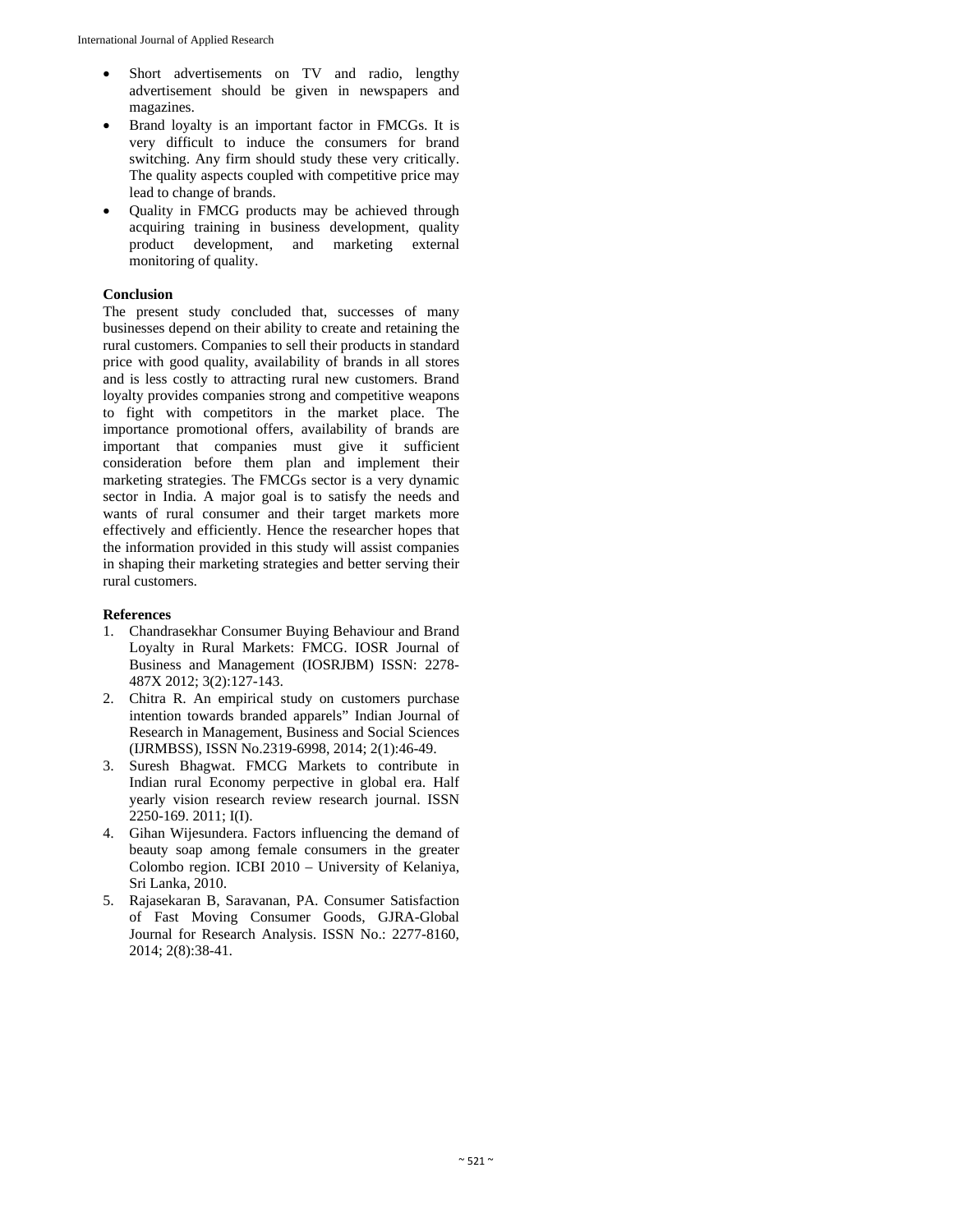- Short advertisements on TV and radio, lengthy advertisement should be given in newspapers and magazines.
- Brand loyalty is an important factor in FMCGs. It is very difficult to induce the consumers for brand switching. Any firm should study these very critically. The quality aspects coupled with competitive price may lead to change of brands.
- Quality in FMCG products may be achieved through acquiring training in business development, quality product development, and marketing external monitoring of quality.

## Conclusion

The present study concluded that, successes of many businesses depend on their ability to create and retaining the rural customers. Companies to sell their products in standard price with good quality, availability of brands in all stores and is less costly to attracting rural new customers. Brand loyalty provides companies strong and competitive weapons to fight with competitors in the market place. The importance promotional offers, availability of brands are important that companies must give it sufficient consideration before them plan and implement their marketing strategies. The FMCGs sector is a very dynamic sector in India. A major goal is to satisfy the needs and wants of rural consumer and their target markets more effectively and efficiently. Hence the researcher hopes that the information provided in this study will assist companies in shaping their marketing strategies and better serving their rural customers.

## References

1. Chandrasekhar Consumer Buying Behaviour and Brand Loyalty in Rural Markets: FMCG. IOSR Journal of Business and Management (IOSRJBM) ISSN: 2278-487X 2012; 3(2):127-143.
2. Chitra R. An empirical study on customers purchase intention towards branded apparels" Indian Journal of Research in Management, Business and Social Sciences (IJRMBSS), ISSN No.2319-6998, 2014; 2(1):46-49.
3. Suresh Bhagwat. FMCG Markets to contribute in Indian rural Economy perpective in global era. Half yearly vision research review research journal. ISSN 2250-169. 2011; I(I).
4. Gihan Wijesundera. Factors influencing the demand of beauty soap among female consumers in the greater Colombo region. ICBI 2010 – University of Kelaniya, Sri Lanka, 2010.
5. Rajasekaran B, Saravanan, PA. Consumer Satisfaction of Fast Moving Consumer Goods, GJRA-Global Journal for Research Analysis. ISSN No.: 2277-8160, 2014; 2(8):38-41.